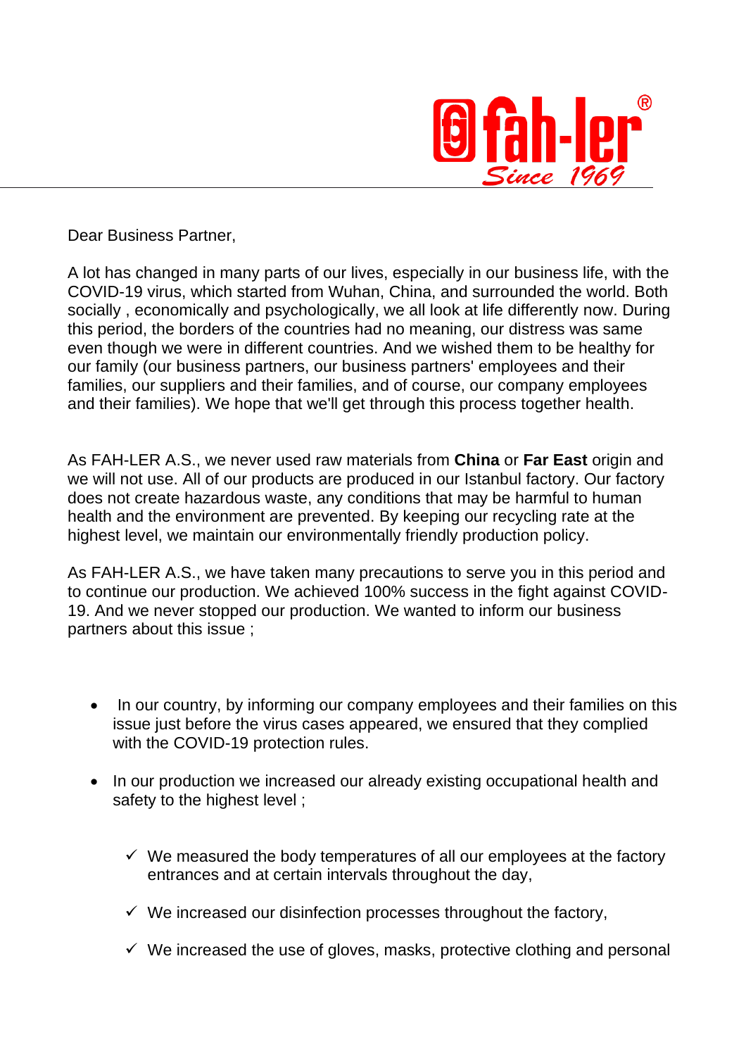fah-ler®
Since 1969

---

Dear Business Partner,

A lot has changed in many parts of our lives, especially in our business life, with the COVID-19 virus, which started from Wuhan, China, and surrounded the world. Both socially , economically and psychologically, we all look at life differently now. During this period, the borders of the countries had no meaning, our distress was same even though we were in different countries. And we wished them to be healthy for our family (our business partners, our business partners' employees and their families, our suppliers and their families, and of course, our company employees and their families). We hope that we'll get through this process together health.

As FAH-LER A.S., we never used raw materials from **China** or **Far East** origin and we will not use. All of our products are produced in our Istanbul factory. Our factory does not create hazardous waste, any conditions that may be harmful to human health and the environment are prevented. By keeping our recycling rate at the highest level, we maintain our environmentally friendly production policy.

As FAH-LER A.S., we have taken many precautions to serve you in this period and to continue our production. We achieved 100% success in the fight against COVID-19. And we never stopped our production. We wanted to inform our business partners about this issue ;

- In our country, by informing our company employees and their families on this issue just before the virus cases appeared, we ensured that they complied with the COVID-19 protection rules.
- In our production we increased our already existing occupational health and safety to the highest level ;
    - ✓ We measured the body temperatures of all our employees at the factory entrances and at certain intervals throughout the day,
    - ✓ We increased our disinfection processes throughout the factory,
    - ✓ We increased the use of gloves, masks, protective clothing and personal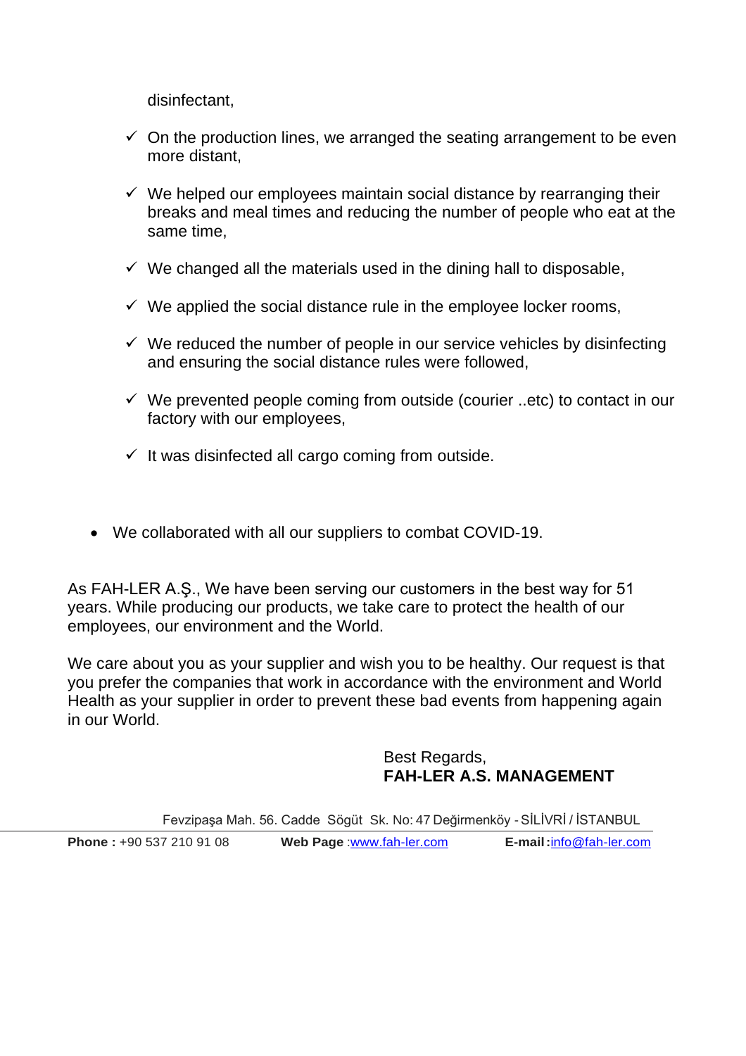disinfectant,

- ✓ On the production lines, we arranged the seating arrangement to be even more distant,
- ✓ We helped our employees maintain social distance by rearranging their breaks and meal times and reducing the number of people who eat at the same time,
- ✓ We changed all the materials used in the dining hall to disposable,
- ✓ We applied the social distance rule in the employee locker rooms,
- ✓ We reduced the number of people in our service vehicles by disinfecting and ensuring the social distance rules were followed,
- ✓ We prevented people coming from outside (courier ..etc) to contact in our factory with our employees,
- ✓ It was disinfected all cargo coming from outside.

- We collaborated with all our suppliers to combat COVID-19.

As FAH-LER A.Ş., We have been serving our customers in the best way for 51 years. While producing our products, we take care to protect the health of our employees, our environment and the World.

We care about you as your supplier and wish you to be healthy. Our request is that you prefer the companies that work in accordance with the environment and World Health as your supplier in order to prevent these bad events from happening again in our World.

Best Regards,
**FAH-LER A.S. MANAGEMENT**

Fevzipaşa Mah. 56. Cadde Sögüt Sk. No: 47 Değirmenköy - SİLİVRİ / İSTANBUL

**Phone :** +90 537 210 91 08 **Web Page** :www.fah-ler.com **E-mail :**info@fah-ler.com